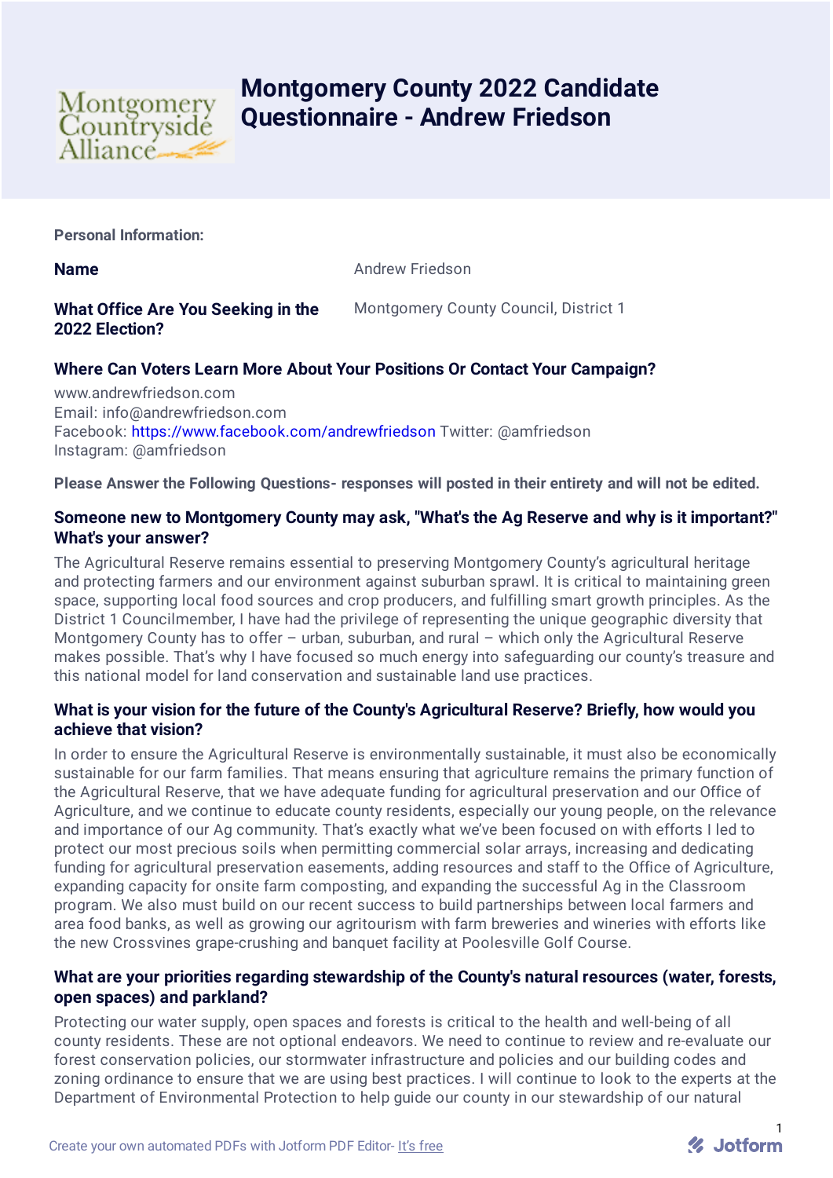# Montgomery County 2022 Candidate Questionnaire - Andrew Friedson

**Personal Information:**

**Name** Andrew Friedson

**What Office Are You Seeking in the 2022 Election?** Montgomery County Council, District 1

**Where Can Voters Learn More About Your Positions Or Contact Your Campaign?**

www.andrewfriedson.com
Email: info@andrewfriedson.com
Facebook: https://www.facebook.com/andrewfriedson Twitter: @amfriedson
Instagram: @amfriedson

**Please Answer the Following Questions- responses will posted in their entirety and will not be edited.**

**Someone new to Montgomery County may ask, "What's the Ag Reserve and why is it important?" What's your answer?**

The Agricultural Reserve remains essential to preserving Montgomery County's agricultural heritage and protecting farmers and our environment against suburban sprawl. It is critical to maintaining green space, supporting local food sources and crop producers, and fulfilling smart growth principles. As the District 1 Councilmember, I have had the privilege of representing the unique geographic diversity that Montgomery County has to offer – urban, suburban, and rural – which only the Agricultural Reserve makes possible. That's why I have focused so much energy into safeguarding our county's treasure and this national model for land conservation and sustainable land use practices.

**What is your vision for the future of the County's Agricultural Reserve? Briefly, how would you achieve that vision?**

In order to ensure the Agricultural Reserve is environmentally sustainable, it must also be economically sustainable for our farm families. That means ensuring that agriculture remains the primary function of the Agricultural Reserve, that we have adequate funding for agricultural preservation and our Office of Agriculture, and we continue to educate county residents, especially our young people, on the relevance and importance of our Ag community. That's exactly what we've been focused on with efforts I led to protect our most precious soils when permitting commercial solar arrays, increasing and dedicating funding for agricultural preservation easements, adding resources and staff to the Office of Agriculture, expanding capacity for onsite farm composting, and expanding the successful Ag in the Classroom program. We also must build on our recent success to build partnerships between local farmers and area food banks, as well as growing our agritourism with farm breweries and wineries with efforts like the new Crossvines grape-crushing and banquet facility at Poolesville Golf Course.

**What are your priorities regarding stewardship of the County's natural resources (water, forests, open spaces) and parkland?**

Protecting our water supply, open spaces and forests is critical to the health and well-being of all county residents. These are not optional endeavors. We need to continue to review and re-evaluate our forest conservation policies, our stormwater infrastructure and policies and our building codes and zoning ordinance to ensure that we are using best practices. I will continue to look to the experts at the Department of Environmental Protection to help guide our county in our stewardship of our natural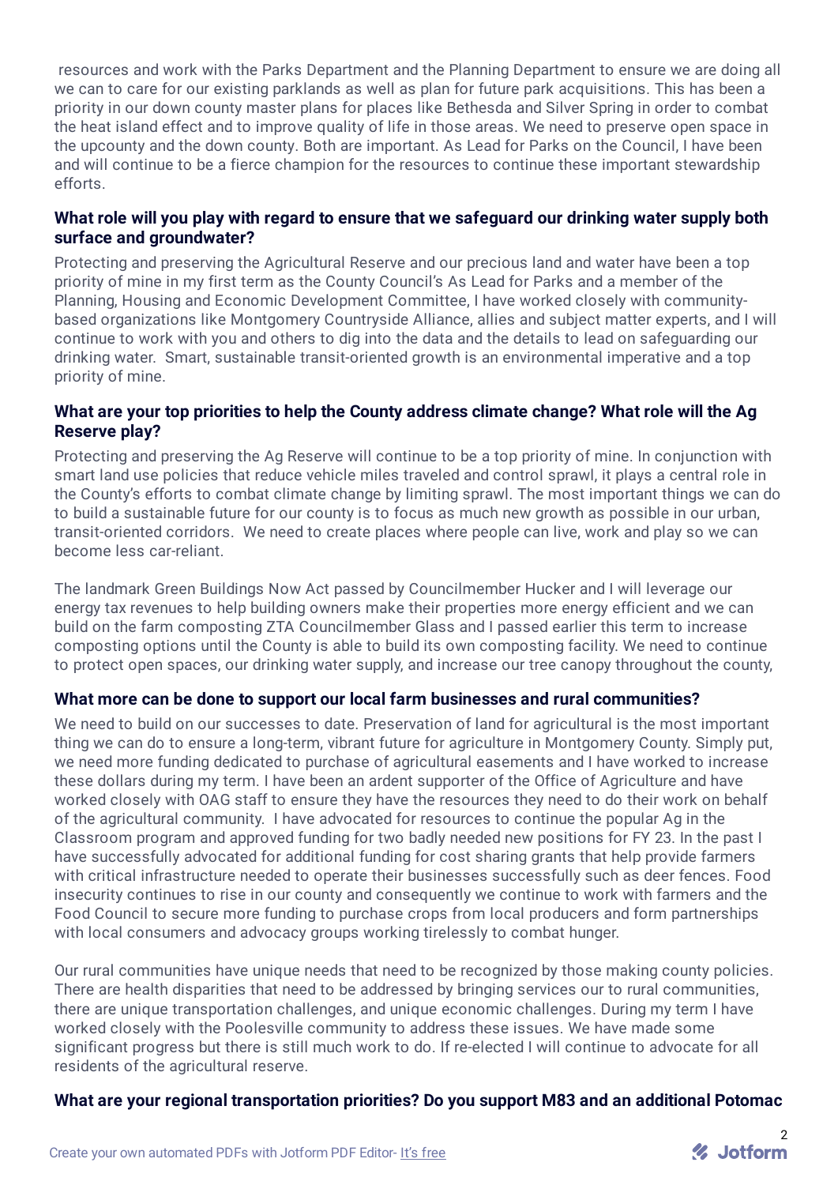resources and work with the Parks Department and the Planning Department to ensure we are doing all we can to care for our existing parklands as well as plan for future park acquisitions. This has been a priority in our down county master plans for places like Bethesda and Silver Spring in order to combat the heat island effect and to improve quality of life in those areas. We need to preserve open space in the upcounty and the down county. Both are important. As Lead for Parks on the Council, I have been and will continue to be a fierce champion for the resources to continue these important stewardship efforts.

**What role will you play with regard to ensure that we safeguard our drinking water supply both surface and groundwater?**

Protecting and preserving the Agricultural Reserve and our precious land and water have been a top priority of mine in my first term as the County Council's As Lead for Parks and a member of the Planning, Housing and Economic Development Committee, I have worked closely with community-based organizations like Montgomery Countryside Alliance, allies and subject matter experts, and I will continue to work with you and others to dig into the data and the details to lead on safeguarding our drinking water. Smart, sustainable transit-oriented growth is an environmental imperative and a top priority of mine.

**What are your top priorities to help the County address climate change? What role will the Ag Reserve play?**

Protecting and preserving the Ag Reserve will continue to be a top priority of mine. In conjunction with smart land use policies that reduce vehicle miles traveled and control sprawl, it plays a central role in the County's efforts to combat climate change by limiting sprawl. The most important things we can do to build a sustainable future for our county is to focus as much new growth as possible in our urban, transit-oriented corridors. We need to create places where people can live, work and play so we can become less car-reliant.

The landmark Green Buildings Now Act passed by Councilmember Hucker and I will leverage our energy tax revenues to help building owners make their properties more energy efficient and we can build on the farm composting ZTA Councilmember Glass and I passed earlier this term to increase composting options until the County is able to build its own composting facility. We need to continue to protect open spaces, our drinking water supply, and increase our tree canopy throughout the county,

**What more can be done to support our local farm businesses and rural communities?**

We need to build on our successes to date. Preservation of land for agricultural is the most important thing we can do to ensure a long-term, vibrant future for agriculture in Montgomery County. Simply put, we need more funding dedicated to purchase of agricultural easements and I have worked to increase these dollars during my term. I have been an ardent supporter of the Office of Agriculture and have worked closely with OAG staff to ensure they have the resources they need to do their work on behalf of the agricultural community. I have advocated for resources to continue the popular Ag in the Classroom program and approved funding for two badly needed new positions for FY 23. In the past I have successfully advocated for additional funding for cost sharing grants that help provide farmers with critical infrastructure needed to operate their businesses successfully such as deer fences. Food insecurity continues to rise in our county and consequently we continue to work with farmers and the Food Council to secure more funding to purchase crops from local producers and form partnerships with local consumers and advocacy groups working tirelessly to combat hunger.

Our rural communities have unique needs that need to be recognized by those making county policies. There are health disparities that need to be addressed by bringing services our to rural communities, there are unique transportation challenges, and unique economic challenges. During my term I have worked closely with the Poolesville community to address these issues. We have made some significant progress but there is still much work to do. If re-elected I will continue to advocate for all residents of the agricultural reserve.

**What are your regional transportation priorities? Do you support M83 and an additional Potomac**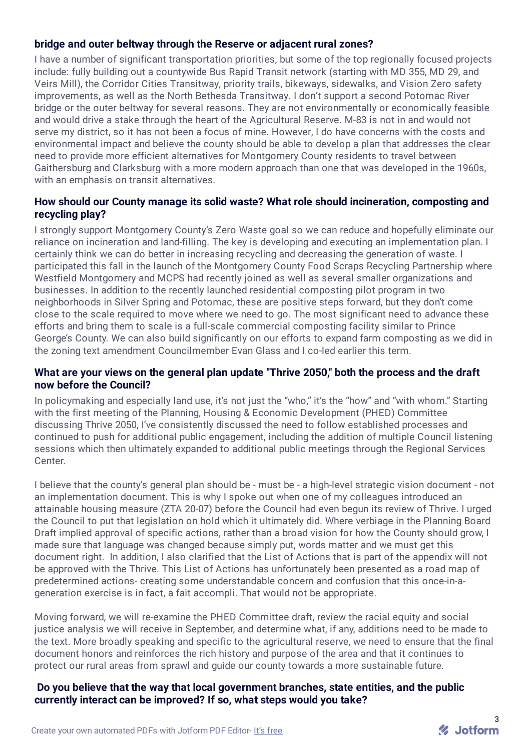**bridge and outer beltway through the Reserve or adjacent rural zones?**

I have a number of significant transportation priorities, but some of the top regionally focused projects include: fully building out a countywide Bus Rapid Transit network (starting with MD 355, MD 29, and Veirs Mill), the Corridor Cities Transitway, priority trails, bikeways, sidewalks, and Vision Zero safety improvements, as well as the North Bethesda Transitway. I don't support a second Potomac River bridge or the outer beltway for several reasons. They are not environmentally or economically feasible and would drive a stake through the heart of the Agricultural Reserve. M-83 is not in and would not serve my district, so it has not been a focus of mine. However, I do have concerns with the costs and environmental impact and believe the county should be able to develop a plan that addresses the clear need to provide more efficient alternatives for Montgomery County residents to travel between Gaithersburg and Clarksburg with a more modern approach than one that was developed in the 1960s, with an emphasis on transit alternatives.

**How should our County manage its solid waste? What role should incineration, composting and recycling play?**

I strongly support Montgomery County's Zero Waste goal so we can reduce and hopefully eliminate our reliance on incineration and land-filling. The key is developing and executing an implementation plan. I certainly think we can do better in increasing recycling and decreasing the generation of waste. I participated this fall in the launch of the Montgomery County Food Scraps Recycling Partnership where Westfield Montgomery and MCPS had recently joined as well as several smaller organizations and businesses. In addition to the recently launched residential composting pilot program in two neighborhoods in Silver Spring and Potomac, these are positive steps forward, but they don't come close to the scale required to move where we need to go. The most significant need to advance these efforts and bring them to scale is a full-scale commercial composting facility similar to Prince George's County. We can also build significantly on our efforts to expand farm composting as we did in the zoning text amendment Councilmember Evan Glass and I co-led earlier this term.

**What are your views on the general plan update "Thrive 2050," both the process and the draft now before the Council?**

In policymaking and especially land use, it's not just the "who," it's the "how" and "with whom." Starting with the first meeting of the Planning, Housing & Economic Development (PHED) Committee discussing Thrive 2050, I've consistently discussed the need to follow established processes and continued to push for additional public engagement, including the addition of multiple Council listening sessions which then ultimately expanded to additional public meetings through the Regional Services Center.

I believe that the county's general plan should be - must be - a high-level strategic vision document - not an implementation document. This is why I spoke out when one of my colleagues introduced an attainable housing measure (ZTA 20-07) before the Council had even begun its review of Thrive. I urged the Council to put that legislation on hold which it ultimately did. Where verbiage in the Planning Board Draft implied approval of specific actions, rather than a broad vision for how the County should grow, I made sure that language was changed because simply put, words matter and we must get this document right. In addition, I also clarified that the List of Actions that is part of the appendix will not be approved with the Thrive. This List of Actions has unfortunately been presented as a road map of predetermined actions- creating some understandable concern and confusion that this once-in-a-generation exercise is in fact, a fait accompli. That would not be appropriate.

Moving forward, we will re-examine the PHED Committee draft, review the racial equity and social justice analysis we will receive in September, and determine what, if any, additions need to be made to the text. More broadly speaking and specific to the agricultural reserve, we need to ensure that the final document honors and reinforces the rich history and purpose of the area and that it continues to protect our rural areas from sprawl and guide our county towards a more sustainable future.

**Do you believe that the way that local government branches, state entities, and the public currently interact can be improved? If so, what steps would you take?**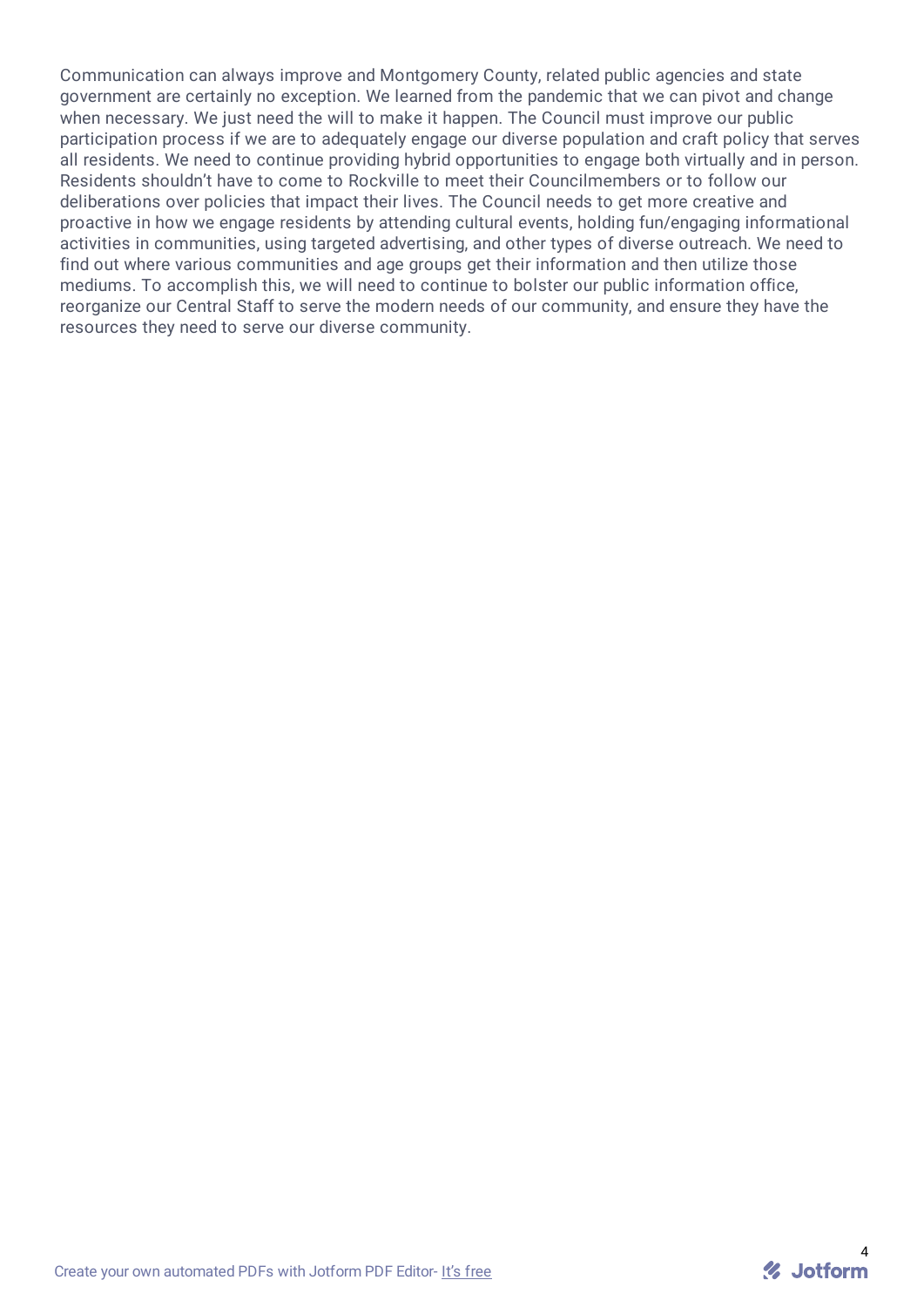Communication can always improve and Montgomery County, related public agencies and state government are certainly no exception. We learned from the pandemic that we can pivot and change when necessary. We just need the will to make it happen. The Council must improve our public participation process if we are to adequately engage our diverse population and craft policy that serves all residents. We need to continue providing hybrid opportunities to engage both virtually and in person. Residents shouldn't have to come to Rockville to meet their Councilmembers or to follow our deliberations over policies that impact their lives. The Council needs to get more creative and proactive in how we engage residents by attending cultural events, holding fun/engaging informational activities in communities, using targeted advertising, and other types of diverse outreach. We need to find out where various communities and age groups get their information and then utilize those mediums. To accomplish this, we will need to continue to bolster our public information office, reorganize our Central Staff to serve the modern needs of our community, and ensure they have the resources they need to serve our diverse community.